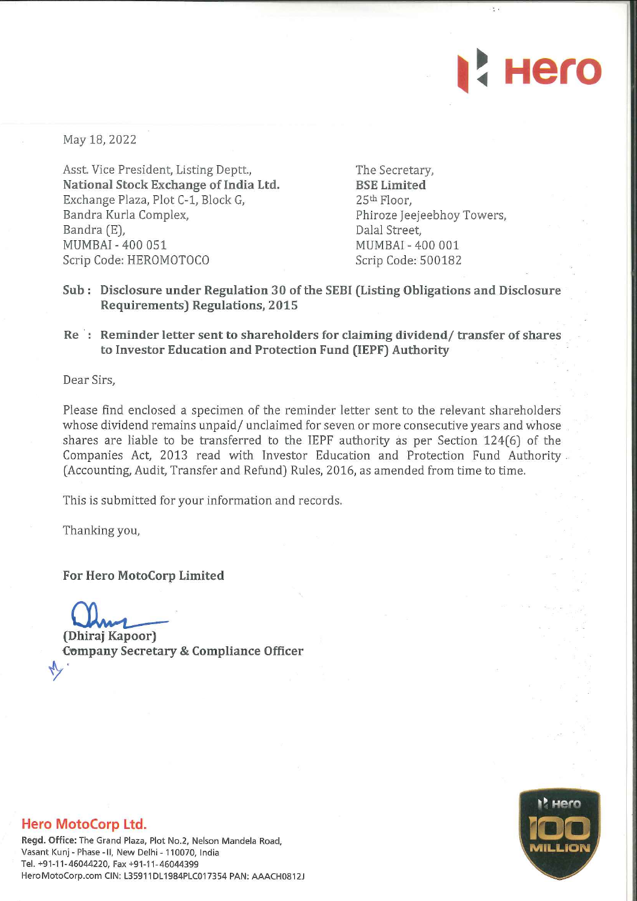May 18, 2022

Asst. Vice President, Listing Deptt.,
**National Stock Exchange of India Ltd.**
Exchange Plaza, Plot C-1, Block G,
Bandra Kurla Complex,
Bandra (E),
MUMBAI - 400 051
Scrip Code: HEROMOTOCO

The Secretary,
**BSE Limited**
25th Floor,
Phiroze Jeejeebhoy Towers,
Dalal Street,
MUMBAI - 400 001
Scrip Code: 500182

**Sub : Disclosure under Regulation 30 of the SEBI (Listing Obligations and Disclosure Requirements) Regulations, 2015**

**Re : Reminder letter sent to shareholders for claiming dividend/ transfer of shares to Investor Education and Protection Fund (IEPF) Authority**

Dear Sirs,

Please find enclosed a specimen of the reminder letter sent to the relevant shareholders whose dividend remains unpaid/ unclaimed for seven or more consecutive years and whose shares are liable to be transferred to the IEPF authority as per Section 124(6) of the Companies Act, 2013 read with Investor Education and Protection Fund Authority (Accounting, Audit, Transfer and Refund) Rules, 2016, as amended from time to time.

This is submitted for your information and records.

Thanking you,

**For Hero MotoCorp Limited**

**(Dhiraj Kapoor)**
**Company Secretary & Compliance Officer**

**Hero MotoCorp Ltd.**
**Regd. Office:** The Grand Plaza, Plot No.2, Nelson Mandela Road, Vasant Kunj - Phase - II, New Delhi - 110070, India
Tel. +91-11-46044220, Fax +91-11-46044399
HeroMotoCorp.com CIN: L35911DL1984PLC017354 PAN: AAACH0812J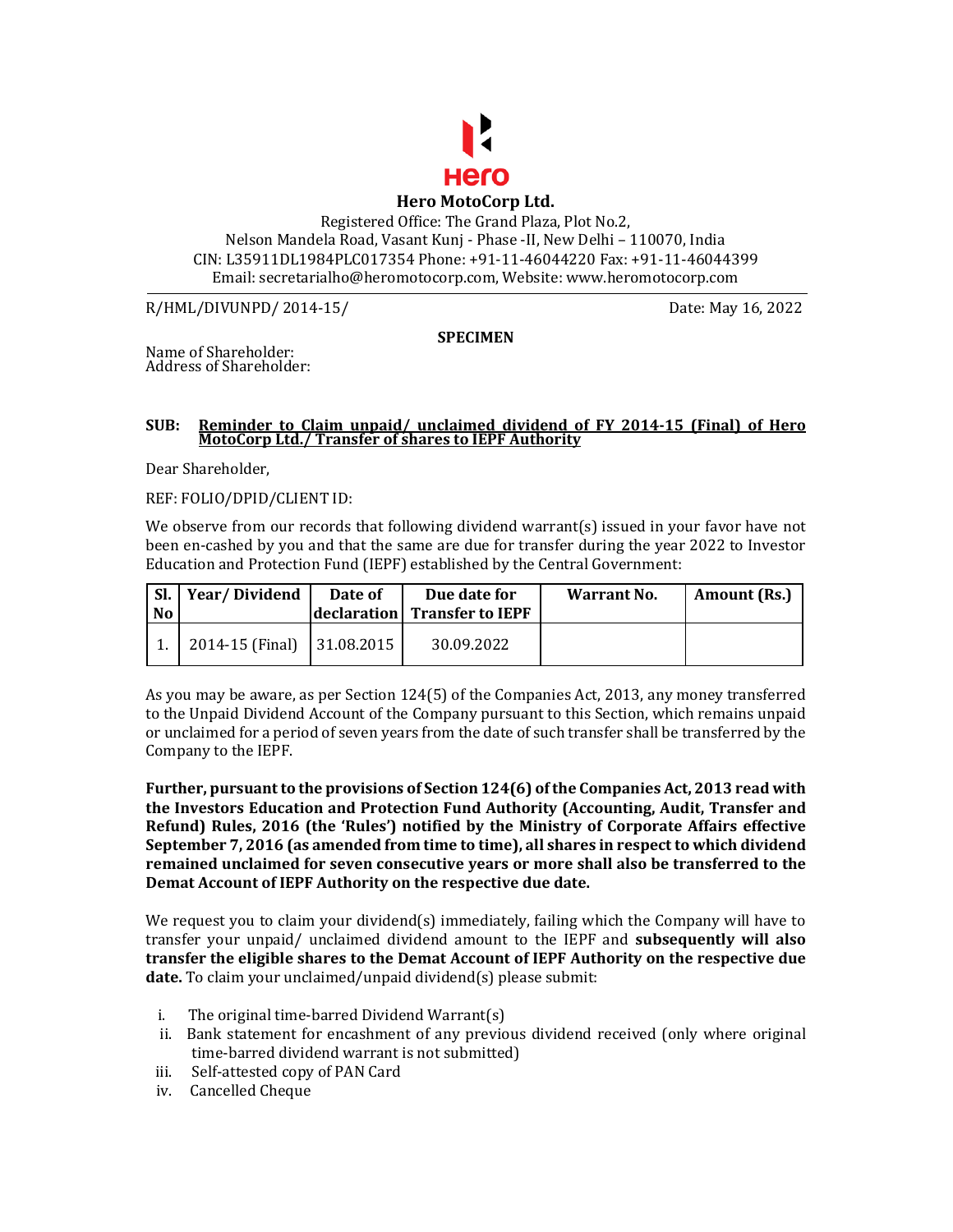# Hero MotoCorp Ltd.

Registered Office: The Grand Plaza, Plot No.2,
Nelson Mandela Road, Vasant Kunj - Phase -II, New Delhi – 110070, India
CIN: L35911DL1984PLC017354 Phone: +91-11-46044220 Fax: +91-11-46044399
Email: secretarialho@heromotocorp.com, Website: www.heromotocorp.com

R/HML/DIVUNPD/ 2014-15/ Date: May 16, 2022

**SPECIMEN**

Name of Shareholder:
Address of Shareholder:

**SUB: Reminder to Claim unpaid/ unclaimed dividend of FY 2014-15 (Final) of Hero MotoCorp Ltd./ Transfer of shares to IEPF Authority**

Dear Shareholder,

REF: FOLIO/DPID/CLIENT ID:

We observe from our records that following dividend warrant(s) issued in your favor have not been en-cashed by you and that the same are due for transfer during the year 2022 to Investor Education and Protection Fund (IEPF) established by the Central Government:

| Sl. No | Year/ Dividend | Date of declaration | Due date for Transfer to IEPF | Warrant No. | Amount (Rs.) |
|---|---|---|---|---|---|
| 1. | 2014-15 (Final) | 31.08.2015 | 30.09.2022 | | |

As you may be aware, as per Section 124(5) of the Companies Act, 2013, any money transferred to the Unpaid Dividend Account of the Company pursuant to this Section, which remains unpaid or unclaimed for a period of seven years from the date of such transfer shall be transferred by the Company to the IEPF.

**Further, pursuant to the provisions of Section 124(6) of the Companies Act, 2013 read with the Investors Education and Protection Fund Authority (Accounting, Audit, Transfer and Refund) Rules, 2016 (the 'Rules') notified by the Ministry of Corporate Affairs effective September 7, 2016 (as amended from time to time), all shares in respect to which dividend remained unclaimed for seven consecutive years or more shall also be transferred to the Demat Account of IEPF Authority on the respective due date.**

We request you to claim your dividend(s) immediately, failing which the Company will have to transfer your unpaid/ unclaimed dividend amount to the IEPF and **subsequently will also transfer the eligible shares to the Demat Account of IEPF Authority on the respective due date.** To claim your unclaimed/unpaid dividend(s) please submit:

i. The original time-barred Dividend Warrant(s)
ii. Bank statement for encashment of any previous dividend received (only where original time-barred dividend warrant is not submitted)
iii. Self-attested copy of PAN Card
iv. Cancelled Cheque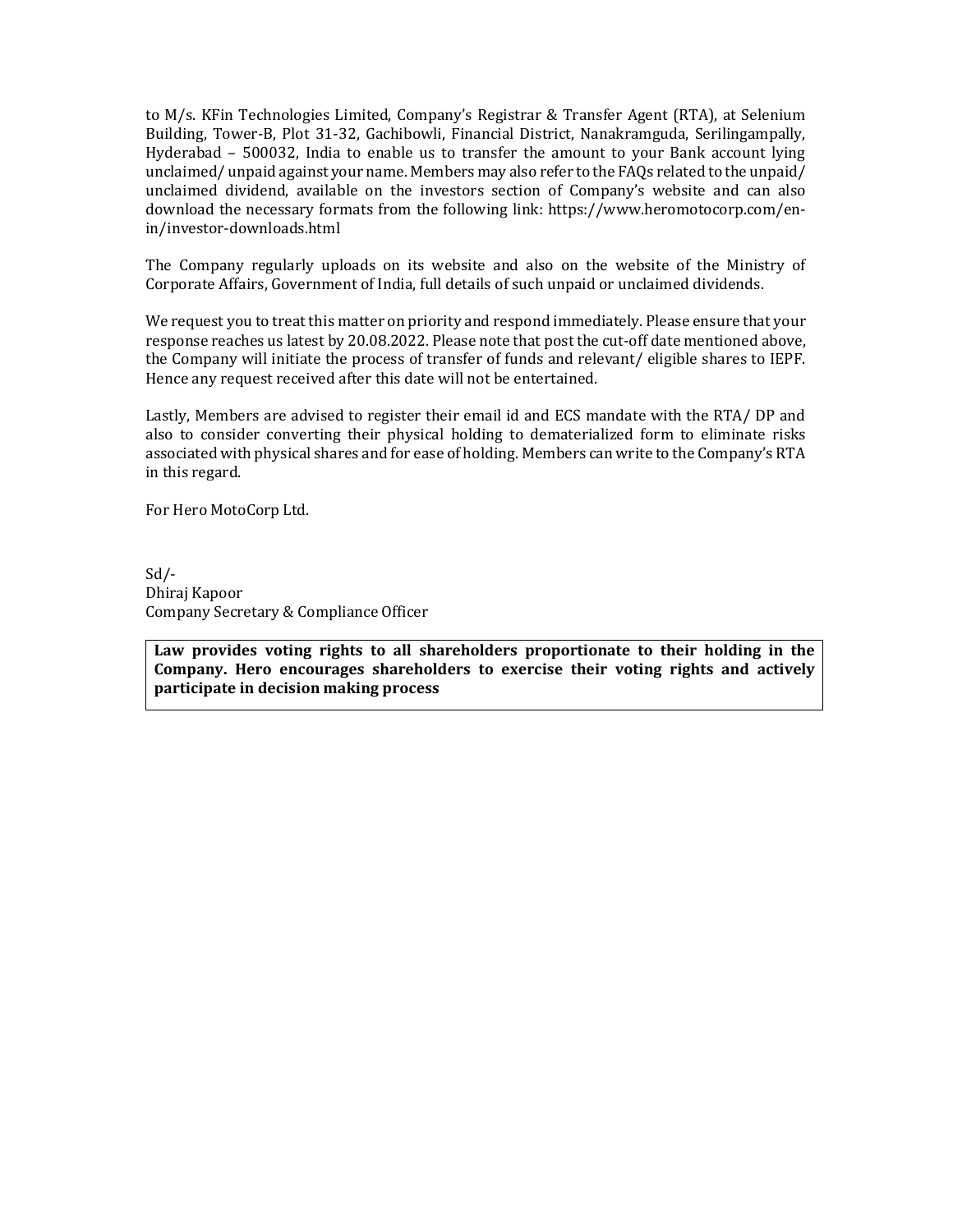to M/s. KFin Technologies Limited, Company's Registrar & Transfer Agent (RTA), at Selenium Building, Tower-B, Plot 31-32, Gachibowli, Financial District, Nanakramguda, Serilingampally, Hyderabad – 500032, India to enable us to transfer the amount to your Bank account lying unclaimed/ unpaid against your name. Members may also refer to the FAQs related to the unpaid/ unclaimed dividend, available on the investors section of Company's website and can also download the necessary formats from the following link: https://www.heromotocorp.com/en-in/investor-downloads.html

The Company regularly uploads on its website and also on the website of the Ministry of Corporate Affairs, Government of India, full details of such unpaid or unclaimed dividends.

We request you to treat this matter on priority and respond immediately. Please ensure that your response reaches us latest by 20.08.2022. Please note that post the cut-off date mentioned above, the Company will initiate the process of transfer of funds and relevant/ eligible shares to IEPF. Hence any request received after this date will not be entertained.

Lastly, Members are advised to register their email id and ECS mandate with the RTA/ DP and also to consider converting their physical holding to dematerialized form to eliminate risks associated with physical shares and for ease of holding. Members can write to the Company's RTA in this regard.

For Hero MotoCorp Ltd.

Sd/-
Dhiraj Kapoor
Company Secretary & Compliance Officer

**Law provides voting rights to all shareholders proportionate to their holding in the Company. Hero encourages shareholders to exercise their voting rights and actively participate in decision making process**